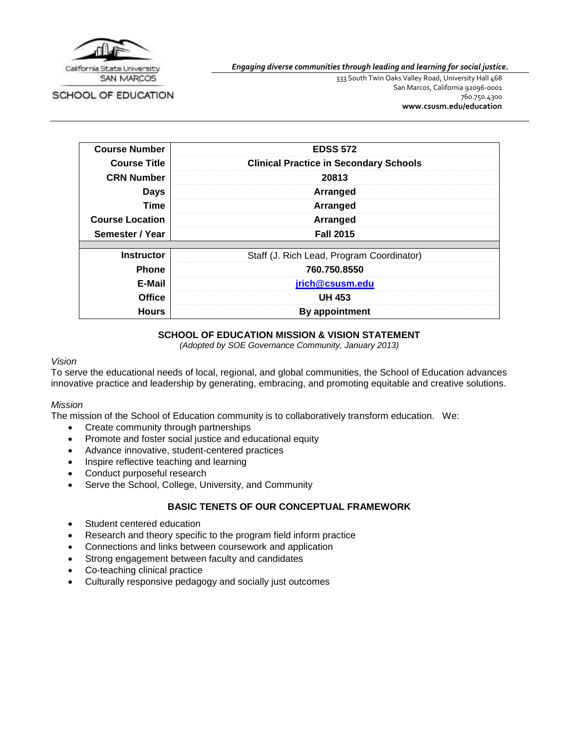California State University SAN MARCOS

SCHOOL OF EDUCATION

***Engaging diverse communities through leading and learning for social justice.***

333 South Twin Oaks Valley Road, University Hall 468
San Marcos, California 92096-0001
760.750.4300
**www.csusm.edu/education**

| | |
|---|---|
| **Course Number** | **EDSS 572** |
| **Course Title** | **Clinical Practice in Secondary Schools** |
| **CRN Number** | **20813** |
| **Days** | **Arranged** |
| **Time** | **Arranged** |
| **Course Location** | **Arranged** |
| **Semester / Year** | **Fall 2015** |
| | |
| **Instructor** | Staff (J. Rich Lead, Program Coordinator) |
| **Phone** | **760.750.8550** |
| **E-Mail** | **jrich@csusm.edu** |
| **Office** | **UH 453** |
| **Hours** | **By appointment** |

## SCHOOL OF EDUCATION MISSION & VISION STATEMENT

*(Adopted by SOE Governance Community, January 2013)*

*Vision*

To serve the educational needs of local, regional, and global communities, the School of Education advances innovative practice and leadership by generating, embracing, and promoting equitable and creative solutions.

*Mission*

The mission of the School of Education community is to collaboratively transform education. We:

- Create community through partnerships
- Promote and foster social justice and educational equity
- Advance innovative, student-centered practices
- Inspire reflective teaching and learning
- Conduct purposeful research
- Serve the School, College, University, and Community

## BASIC TENETS OF OUR CONCEPTUAL FRAMEWORK

- Student centered education
- Research and theory specific to the program field inform practice
- Connections and links between coursework and application
- Strong engagement between faculty and candidates
- Co-teaching clinical practice
- Culturally responsive pedagogy and socially just outcomes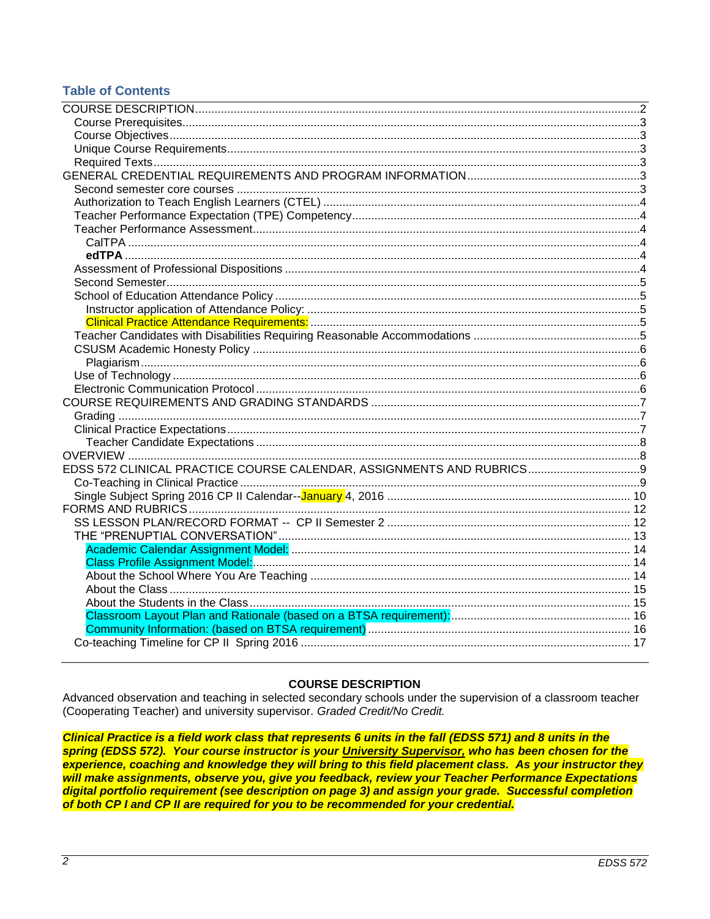## Table of Contents

COURSE DESCRIPTION ........ 2
- Course Prerequisites ........ 3
- Course Objectives ........ 3
- Unique Course Requirements ........ 3
- Required Texts ........ 3

GENERAL CREDENTIAL REQUIREMENTS AND PROGRAM INFORMATION ........ 3
- Second semester core courses ........ 3
- Authorization to Teach English Learners (CTEL) ........ 4
- Teacher Performance Expectation (TPE) Competency ........ 4
- Teacher Performance Assessment ........ 4
  - CalTPA ........ 4
  - **edTPA** ........ 4
- Assessment of Professional Dispositions ........ 4
- Second Semester ........ 5
- School of Education Attendance Policy ........ 5
  - Instructor application of Attendance Policy: ........ 5
  - Clinical Practice Attendance Requirements: ........ 5
- Teacher Candidates with Disabilities Requiring Reasonable Accommodations ........ 5
- CSUSM Academic Honesty Policy ........ 6
  - Plagiarism ........ 6
- Use of Technology ........ 6
- Electronic Communication Protocol ........ 6

COURSE REQUIREMENTS AND GRADING STANDARDS ........ 7
- Grading ........ 7
- Clinical Practice Expectations ........ 7
  - Teacher Candidate Expectations ........ 8

OVERVIEW ........ 8

EDSS 572 CLINICAL PRACTICE COURSE CALENDAR, ASSIGNMENTS AND RUBRICS ........ 9
- Co-Teaching in Clinical Practice ........ 9
- Single Subject Spring 2016 CP II Calendar--January 4, 2016 ........ 10

FORMS AND RUBRICS ........ 12
- SS LESSON PLAN/RECORD FORMAT -- CP II Semester 2 ........ 12
- THE "PRENUPTIAL CONVERSATION" ........ 13
  - Academic Calendar Assignment Model: ........ 14
  - Class Profile Assignment Model: ........ 14
  - About the School Where You Are Teaching ........ 14
  - About the Class ........ 15
  - About the Students in the Class ........ 15
  - Classroom Layout Plan and Rationale (based on a BTSA requirement): ........ 16
  - Community Information: (based on BTSA requirement) ........ 16
- Co-teaching Timeline for CP II Spring 2016 ........ 17

## COURSE DESCRIPTION

Advanced observation and teaching in selected secondary schools under the supervision of a classroom teacher (Cooperating Teacher) and university supervisor. *Graded Credit/No Credit.*

***Clinical Practice is a field work class that represents 6 units in the fall (EDSS 571) and 8 units in the spring (EDSS 572). Your course instructor is your University Supervisor, who has been chosen for the experience, coaching and knowledge they will bring to this field placement class. As your instructor they will make assignments, observe you, give you feedback, review your Teacher Performance Expectations digital portfolio requirement (see description on page 3) and assign your grade. Successful completion of both CP I and CP II are required for you to be recommended for your credential.***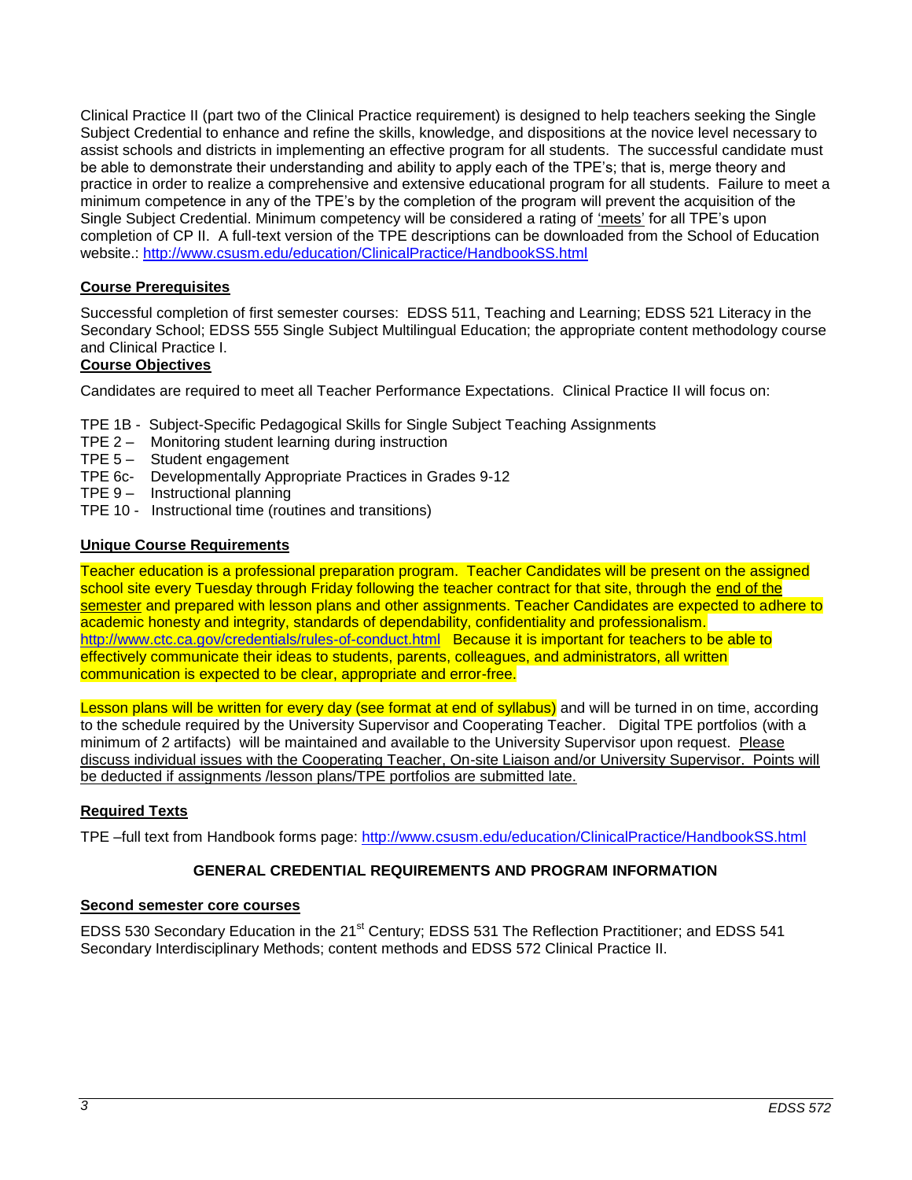Clinical Practice II (part two of the Clinical Practice requirement) is designed to help teachers seeking the Single Subject Credential to enhance and refine the skills, knowledge, and dispositions at the novice level necessary to assist schools and districts in implementing an effective program for all students. The successful candidate must be able to demonstrate their understanding and ability to apply each of the TPE's; that is, merge theory and practice in order to realize a comprehensive and extensive educational program for all students. Failure to meet a minimum competence in any of the TPE's by the completion of the program will prevent the acquisition of the Single Subject Credential. Minimum competency will be considered a rating of 'meets' for all TPE's upon completion of CP II. A full-text version of the TPE descriptions can be downloaded from the School of Education website.: http://www.csusm.edu/education/ClinicalPractice/HandbookSS.html

## Course Prerequisites

Successful completion of first semester courses: EDSS 511, Teaching and Learning; EDSS 521 Literacy in the Secondary School; EDSS 555 Single Subject Multilingual Education; the appropriate content methodology course and Clinical Practice I.

## Course Objectives

Candidates are required to meet all Teacher Performance Expectations. Clinical Practice II will focus on:

- TPE 1B - Subject-Specific Pedagogical Skills for Single Subject Teaching Assignments
- TPE 2 – Monitoring student learning during instruction
- TPE 5 – Student engagement
- TPE 6c- Developmentally Appropriate Practices in Grades 9-12
- TPE 9 – Instructional planning
- TPE 10 - Instructional time (routines and transitions)

## Unique Course Requirements

Teacher education is a professional preparation program. Teacher Candidates will be present on the assigned school site every Tuesday through Friday following the teacher contract for that site, through the end of the semester and prepared with lesson plans and other assignments. Teacher Candidates are expected to adhere to academic honesty and integrity, standards of dependability, confidentiality and professionalism. http://www.ctc.ca.gov/credentials/rules-of-conduct.html Because it is important for teachers to be able to effectively communicate their ideas to students, parents, colleagues, and administrators, all written communication is expected to be clear, appropriate and error-free.

Lesson plans will be written for every day (see format at end of syllabus) and will be turned in on time, according to the schedule required by the University Supervisor and Cooperating Teacher. Digital TPE portfolios (with a minimum of 2 artifacts) will be maintained and available to the University Supervisor upon request. Please discuss individual issues with the Cooperating Teacher, On-site Liaison and/or University Supervisor. Points will be deducted if assignments /lesson plans/TPE portfolios are submitted late.

## Required Texts

TPE –full text from Handbook forms page: http://www.csusm.edu/education/ClinicalPractice/HandbookSS.html

## GENERAL CREDENTIAL REQUIREMENTS AND PROGRAM INFORMATION

### Second semester core courses

EDSS 530 Secondary Education in the 21st Century; EDSS 531 The Reflection Practitioner; and EDSS 541 Secondary Interdisciplinary Methods; content methods and EDSS 572 Clinical Practice II.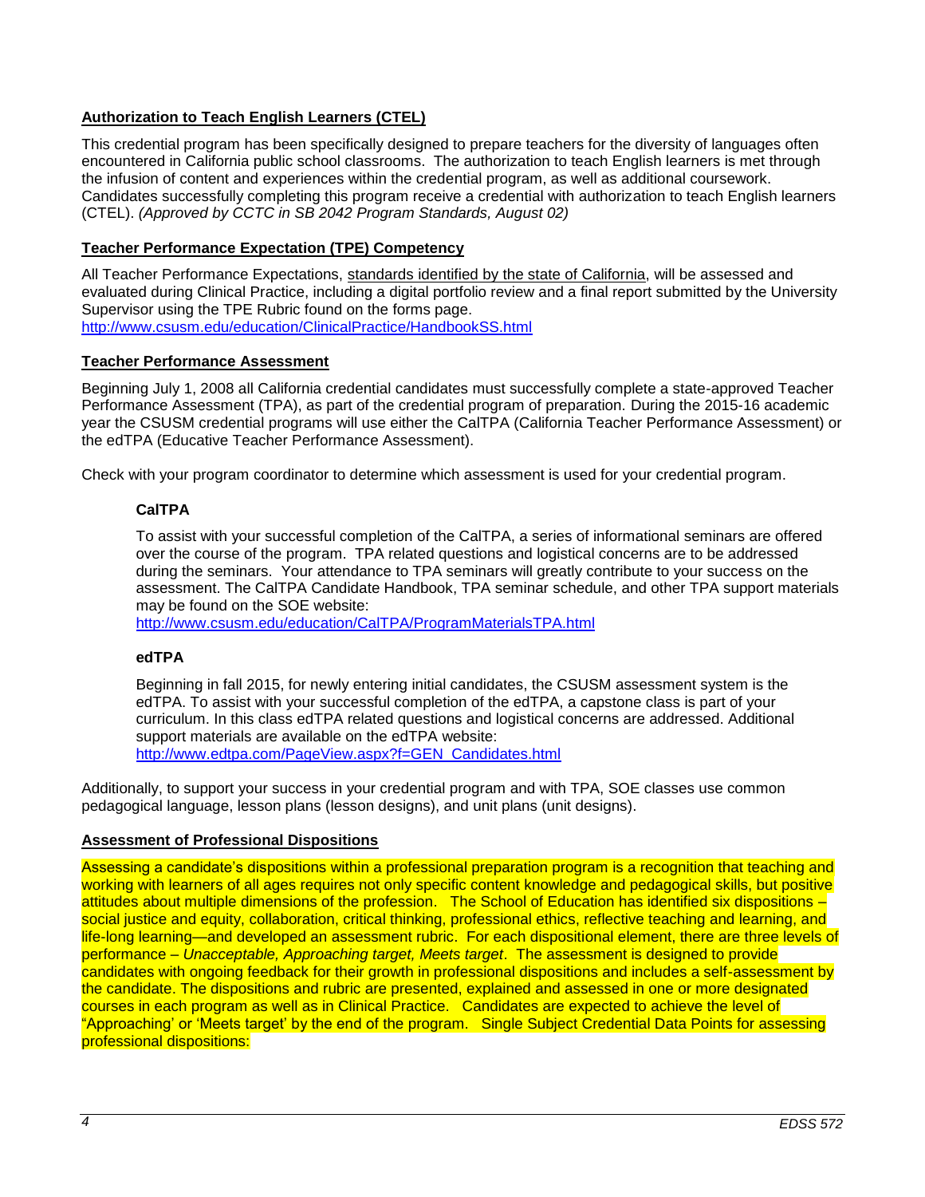## Authorization to Teach English Learners (CTEL)

This credential program has been specifically designed to prepare teachers for the diversity of languages often encountered in California public school classrooms. The authorization to teach English learners is met through the infusion of content and experiences within the credential program, as well as additional coursework. Candidates successfully completing this program receive a credential with authorization to teach English learners (CTEL). *(Approved by CCTC in SB 2042 Program Standards, August 02)*

## Teacher Performance Expectation (TPE) Competency

All Teacher Performance Expectations, standards identified by the state of California, will be assessed and evaluated during Clinical Practice, including a digital portfolio review and a final report submitted by the University Supervisor using the TPE Rubric found on the forms page.
http://www.csusm.edu/education/ClinicalPractice/HandbookSS.html

## Teacher Performance Assessment

Beginning July 1, 2008 all California credential candidates must successfully complete a state-approved Teacher Performance Assessment (TPA), as part of the credential program of preparation. During the 2015-16 academic year the CSUSM credential programs will use either the CalTPA (California Teacher Performance Assessment) or the edTPA (Educative Teacher Performance Assessment).

Check with your program coordinator to determine which assessment is used for your credential program.

### CalTPA

To assist with your successful completion of the CalTPA, a series of informational seminars are offered over the course of the program. TPA related questions and logistical concerns are to be addressed during the seminars. Your attendance to TPA seminars will greatly contribute to your success on the assessment. The CalTPA Candidate Handbook, TPA seminar schedule, and other TPA support materials may be found on the SOE website:
http://www.csusm.edu/education/CalTPA/ProgramMaterialsTPA.html

### edTPA

Beginning in fall 2015, for newly entering initial candidates, the CSUSM assessment system is the edTPA. To assist with your successful completion of the edTPA, a capstone class is part of your curriculum. In this class edTPA related questions and logistical concerns are addressed. Additional support materials are available on the edTPA website:
http://www.edtpa.com/PageView.aspx?f=GEN_Candidates.html

Additionally, to support your success in your credential program and with TPA, SOE classes use common pedagogical language, lesson plans (lesson designs), and unit plans (unit designs).

## Assessment of Professional Dispositions

Assessing a candidate's dispositions within a professional preparation program is a recognition that teaching and working with learners of all ages requires not only specific content knowledge and pedagogical skills, but positive attitudes about multiple dimensions of the profession. The School of Education has identified six dispositions – social justice and equity, collaboration, critical thinking, professional ethics, reflective teaching and learning, and life-long learning—and developed an assessment rubric. For each dispositional element, there are three levels of performance – *Unacceptable, Approaching target, Meets target*. The assessment is designed to provide candidates with ongoing feedback for their growth in professional dispositions and includes a self-assessment by the candidate. The dispositions and rubric are presented, explained and assessed in one or more designated courses in each program as well as in Clinical Practice. Candidates are expected to achieve the level of "Approaching' or 'Meets target' by the end of the program. Single Subject Credential Data Points for assessing professional dispositions: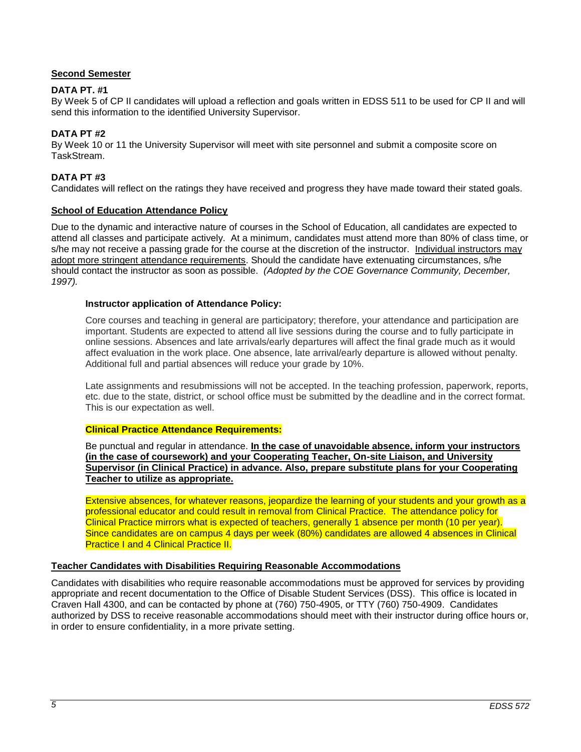**Second Semester**

**DATA PT. #1**

By Week 5 of CP II candidates will upload a reflection and goals written in EDSS 511 to be used for CP II and will send this information to the identified University Supervisor.

**DATA PT #2**

By Week 10 or 11 the University Supervisor will meet with site personnel and submit a composite score on TaskStream.

**DATA PT #3**

Candidates will reflect on the ratings they have received and progress they have made toward their stated goals.

**School of Education Attendance Policy**

Due to the dynamic and interactive nature of courses in the School of Education, all candidates are expected to attend all classes and participate actively. At a minimum, candidates must attend more than 80% of class time, or s/he may not receive a passing grade for the course at the discretion of the instructor. Individual instructors may adopt more stringent attendance requirements. Should the candidate have extenuating circumstances, s/he should contact the instructor as soon as possible. *(Adopted by the COE Governance Community, December, 1997).*

**Instructor application of Attendance Policy:**

Core courses and teaching in general are participatory; therefore, your attendance and participation are important. Students are expected to attend all live sessions during the course and to fully participate in online sessions. Absences and late arrivals/early departures will affect the final grade much as it would affect evaluation in the work place. One absence, late arrival/early departure is allowed without penalty. Additional full and partial absences will reduce your grade by 10%.

Late assignments and resubmissions will not be accepted. In the teaching profession, paperwork, reports, etc. due to the state, district, or school office must be submitted by the deadline and in the correct format. This is our expectation as well.

**Clinical Practice Attendance Requirements:**

Be punctual and regular in attendance. **In the case of unavoidable absence, inform your instructors (in the case of coursework) and your Cooperating Teacher, On-site Liaison, and University Supervisor (in Clinical Practice) in advance. Also, prepare substitute plans for your Cooperating Teacher to utilize as appropriate.**

Extensive absences, for whatever reasons, jeopardize the learning of your students and your growth as a professional educator and could result in removal from Clinical Practice. The attendance policy for Clinical Practice mirrors what is expected of teachers, generally 1 absence per month (10 per year). Since candidates are on campus 4 days per week (80%) candidates are allowed 4 absences in Clinical Practice I and 4 Clinical Practice II.

**Teacher Candidates with Disabilities Requiring Reasonable Accommodations**

Candidates with disabilities who require reasonable accommodations must be approved for services by providing appropriate and recent documentation to the Office of Disable Student Services (DSS). This office is located in Craven Hall 4300, and can be contacted by phone at (760) 750-4905, or TTY (760) 750-4909. Candidates authorized by DSS to receive reasonable accommodations should meet with their instructor during office hours or, in order to ensure confidentiality, in a more private setting.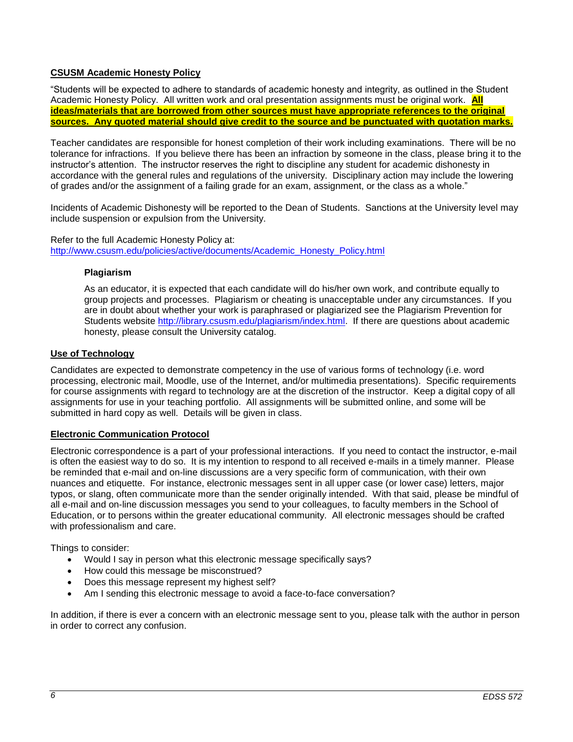## CSUSM Academic Honesty Policy

"Students will be expected to adhere to standards of academic honesty and integrity, as outlined in the Student Academic Honesty Policy. All written work and oral presentation assignments must be original work. **All ideas/materials that are borrowed from other sources must have appropriate references to the original sources. Any quoted material should give credit to the source and be punctuated with quotation marks.**

Teacher candidates are responsible for honest completion of their work including examinations. There will be no tolerance for infractions. If you believe there has been an infraction by someone in the class, please bring it to the instructor's attention. The instructor reserves the right to discipline any student for academic dishonesty in accordance with the general rules and regulations of the university. Disciplinary action may include the lowering of grades and/or the assignment of a failing grade for an exam, assignment, or the class as a whole."

Incidents of Academic Dishonesty will be reported to the Dean of Students. Sanctions at the University level may include suspension or expulsion from the University.

Refer to the full Academic Honesty Policy at:
http://www.csusm.edu/policies/active/documents/Academic_Honesty_Policy.html

### Plagiarism

As an educator, it is expected that each candidate will do his/her own work, and contribute equally to group projects and processes. Plagiarism or cheating is unacceptable under any circumstances. If you are in doubt about whether your work is paraphrased or plagiarized see the Plagiarism Prevention for Students website http://library.csusm.edu/plagiarism/index.html. If there are questions about academic honesty, please consult the University catalog.

## Use of Technology

Candidates are expected to demonstrate competency in the use of various forms of technology (i.e. word processing, electronic mail, Moodle, use of the Internet, and/or multimedia presentations). Specific requirements for course assignments with regard to technology are at the discretion of the instructor. Keep a digital copy of all assignments for use in your teaching portfolio. All assignments will be submitted online, and some will be submitted in hard copy as well. Details will be given in class.

## Electronic Communication Protocol

Electronic correspondence is a part of your professional interactions. If you need to contact the instructor, e-mail is often the easiest way to do so. It is my intention to respond to all received e-mails in a timely manner. Please be reminded that e-mail and on-line discussions are a very specific form of communication, with their own nuances and etiquette. For instance, electronic messages sent in all upper case (or lower case) letters, major typos, or slang, often communicate more than the sender originally intended. With that said, please be mindful of all e-mail and on-line discussion messages you send to your colleagues, to faculty members in the School of Education, or to persons within the greater educational community. All electronic messages should be crafted with professionalism and care.

Things to consider:

- Would I say in person what this electronic message specifically says?
- How could this message be misconstrued?
- Does this message represent my highest self?
- Am I sending this electronic message to avoid a face-to-face conversation?

In addition, if there is ever a concern with an electronic message sent to you, please talk with the author in person in order to correct any confusion.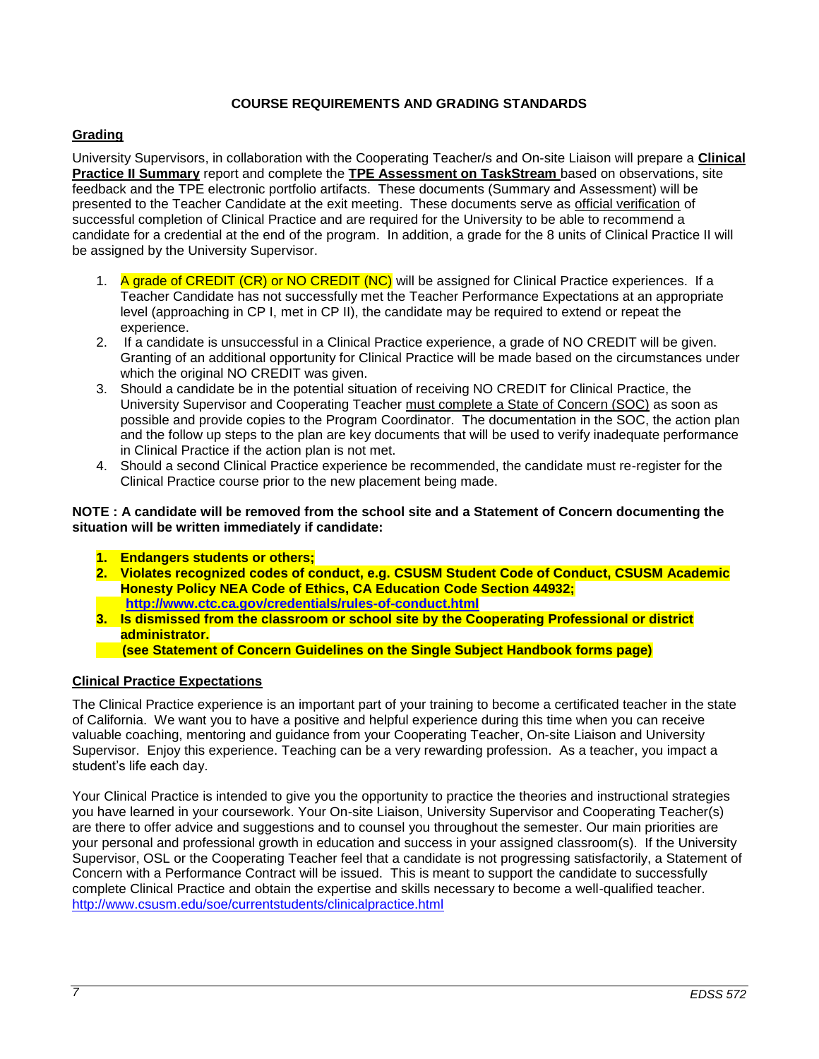## COURSE REQUIREMENTS AND GRADING STANDARDS

### Grading

University Supervisors, in collaboration with the Cooperating Teacher/s and On-site Liaison will prepare a **Clinical Practice II Summary** report and complete the **TPE Assessment on TaskStream** based on observations, site feedback and the TPE electronic portfolio artifacts. These documents (Summary and Assessment) will be presented to the Teacher Candidate at the exit meeting. These documents serve as official verification of successful completion of Clinical Practice and are required for the University to be able to recommend a candidate for a credential at the end of the program. In addition, a grade for the 8 units of Clinical Practice II will be assigned by the University Supervisor.

1. A grade of CREDIT (CR) or NO CREDIT (NC) will be assigned for Clinical Practice experiences. If a Teacher Candidate has not successfully met the Teacher Performance Expectations at an appropriate level (approaching in CP I, met in CP II), the candidate may be required to extend or repeat the experience.
2. If a candidate is unsuccessful in a Clinical Practice experience, a grade of NO CREDIT will be given. Granting of an additional opportunity for Clinical Practice will be made based on the circumstances under which the original NO CREDIT was given.
3. Should a candidate be in the potential situation of receiving NO CREDIT for Clinical Practice, the University Supervisor and Cooperating Teacher must complete a State of Concern (SOC) as soon as possible and provide copies to the Program Coordinator. The documentation in the SOC, the action plan and the follow up steps to the plan are key documents that will be used to verify inadequate performance in Clinical Practice if the action plan is not met.
4. Should a second Clinical Practice experience be recommended, the candidate must re-register for the Clinical Practice course prior to the new placement being made.

**NOTE : A candidate will be removed from the school site and a Statement of Concern documenting the situation will be written immediately if candidate:**

1. **Endangers students or others;**
2. **Violates recognized codes of conduct, e.g. CSUSM Student Code of Conduct, CSUSM Academic Honesty Policy NEA Code of Ethics, CA Education Code Section 44932; http://www.ctc.ca.gov/credentials/rules-of-conduct.html**
3. **Is dismissed from the classroom or school site by the Cooperating Professional or district administrator.**

**(see Statement of Concern Guidelines on the Single Subject Handbook forms page)**

### Clinical Practice Expectations

The Clinical Practice experience is an important part of your training to become a certificated teacher in the state of California. We want you to have a positive and helpful experience during this time when you can receive valuable coaching, mentoring and guidance from your Cooperating Teacher, On-site Liaison and University Supervisor. Enjoy this experience. Teaching can be a very rewarding profession. As a teacher, you impact a student's life each day.

Your Clinical Practice is intended to give you the opportunity to practice the theories and instructional strategies you have learned in your coursework. Your On-site Liaison, University Supervisor and Cooperating Teacher(s) are there to offer advice and suggestions and to counsel you throughout the semester. Our main priorities are your personal and professional growth in education and success in your assigned classroom(s). If the University Supervisor, OSL or the Cooperating Teacher feel that a candidate is not progressing satisfactorily, a Statement of Concern with a Performance Contract will be issued. This is meant to support the candidate to successfully complete Clinical Practice and obtain the expertise and skills necessary to become a well-qualified teacher. http://www.csusm.edu/soe/currentstudents/clinicalpractice.html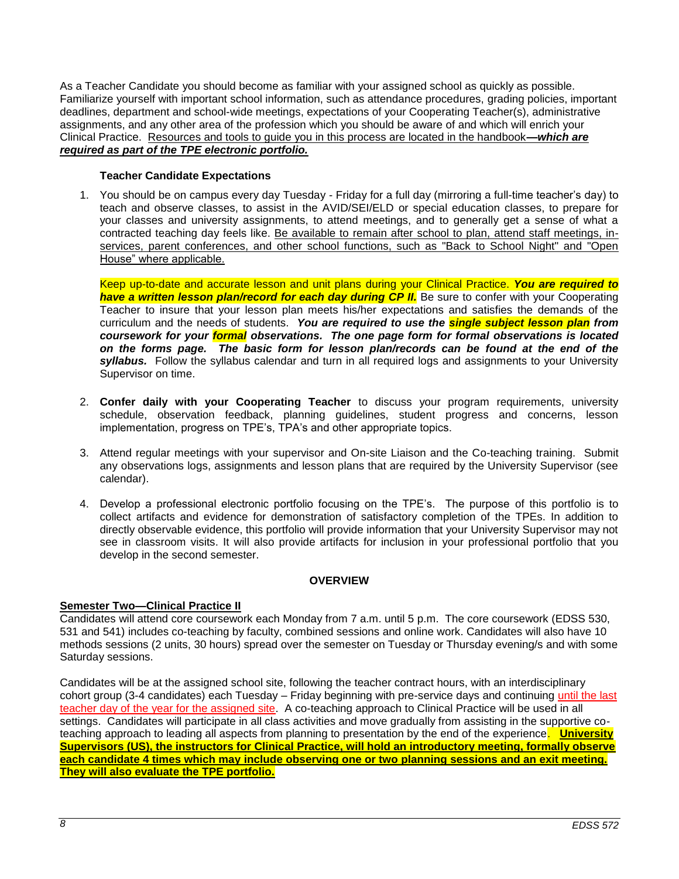As a Teacher Candidate you should become as familiar with your assigned school as quickly as possible. Familiarize yourself with important school information, such as attendance procedures, grading policies, important deadlines, department and school-wide meetings, expectations of your Cooperating Teacher(s), administrative assignments, and any other area of the profession which you should be aware of and which will enrich your Clinical Practice. Resources and tools to guide you in this process are located in the handbook***—which are required as part of the TPE electronic portfolio.***

**Teacher Candidate Expectations**

1. You should be on campus every day Tuesday - Friday for a full day (mirroring a full-time teacher's day) to teach and observe classes, to assist in the AVID/SEI/ELD or special education classes, to prepare for your classes and university assignments, to attend meetings, and to generally get a sense of what a contracted teaching day feels like. Be available to remain after school to plan, attend staff meetings, in-services, parent conferences, and other school functions, such as "Back to School Night" and "Open House" where applicable.

   Keep up-to-date and accurate lesson and unit plans during your Clinical Practice. ***You are required to have a written lesson plan/record for each day during CP II.*** Be sure to confer with your Cooperating Teacher to insure that your lesson plan meets his/her expectations and satisfies the demands of the curriculum and the needs of students. ***You are required to use the single subject lesson plan from coursework for your formal observations. The one page form for formal observations is located on the forms page. The basic form for lesson plan/records can be found at the end of the syllabus.*** Follow the syllabus calendar and turn in all required logs and assignments to your University Supervisor on time.

2. **Confer daily with your Cooperating Teacher** to discuss your program requirements, university schedule, observation feedback, planning guidelines, student progress and concerns, lesson implementation, progress on TPE's, TPA's and other appropriate topics.

3. Attend regular meetings with your supervisor and On-site Liaison and the Co-teaching training. Submit any observations logs, assignments and lesson plans that are required by the University Supervisor (see calendar).

4. Develop a professional electronic portfolio focusing on the TPE's. The purpose of this portfolio is to collect artifacts and evidence for demonstration of satisfactory completion of the TPEs. In addition to directly observable evidence, this portfolio will provide information that your University Supervisor may not see in classroom visits. It will also provide artifacts for inclusion in your professional portfolio that you develop in the second semester.

## OVERVIEW

**Semester Two—Clinical Practice II**

Candidates will attend core coursework each Monday from 7 a.m. until 5 p.m. The core coursework (EDSS 530, 531 and 541) includes co-teaching by faculty, combined sessions and online work. Candidates will also have 10 methods sessions (2 units, 30 hours) spread over the semester on Tuesday or Thursday evening/s and with some Saturday sessions.

Candidates will be at the assigned school site, following the teacher contract hours, with an interdisciplinary cohort group (3-4 candidates) each Tuesday – Friday beginning with pre-service days and continuing until the last teacher day of the year for the assigned site. A co-teaching approach to Clinical Practice will be used in all settings. Candidates will participate in all class activities and move gradually from assisting in the supportive co-teaching approach to leading all aspects from planning to presentation by the end of the experience. **University Supervisors (US), the instructors for Clinical Practice, will hold an introductory meeting, formally observe each candidate 4 times which may include observing one or two planning sessions and an exit meeting. They will also evaluate the TPE portfolio.**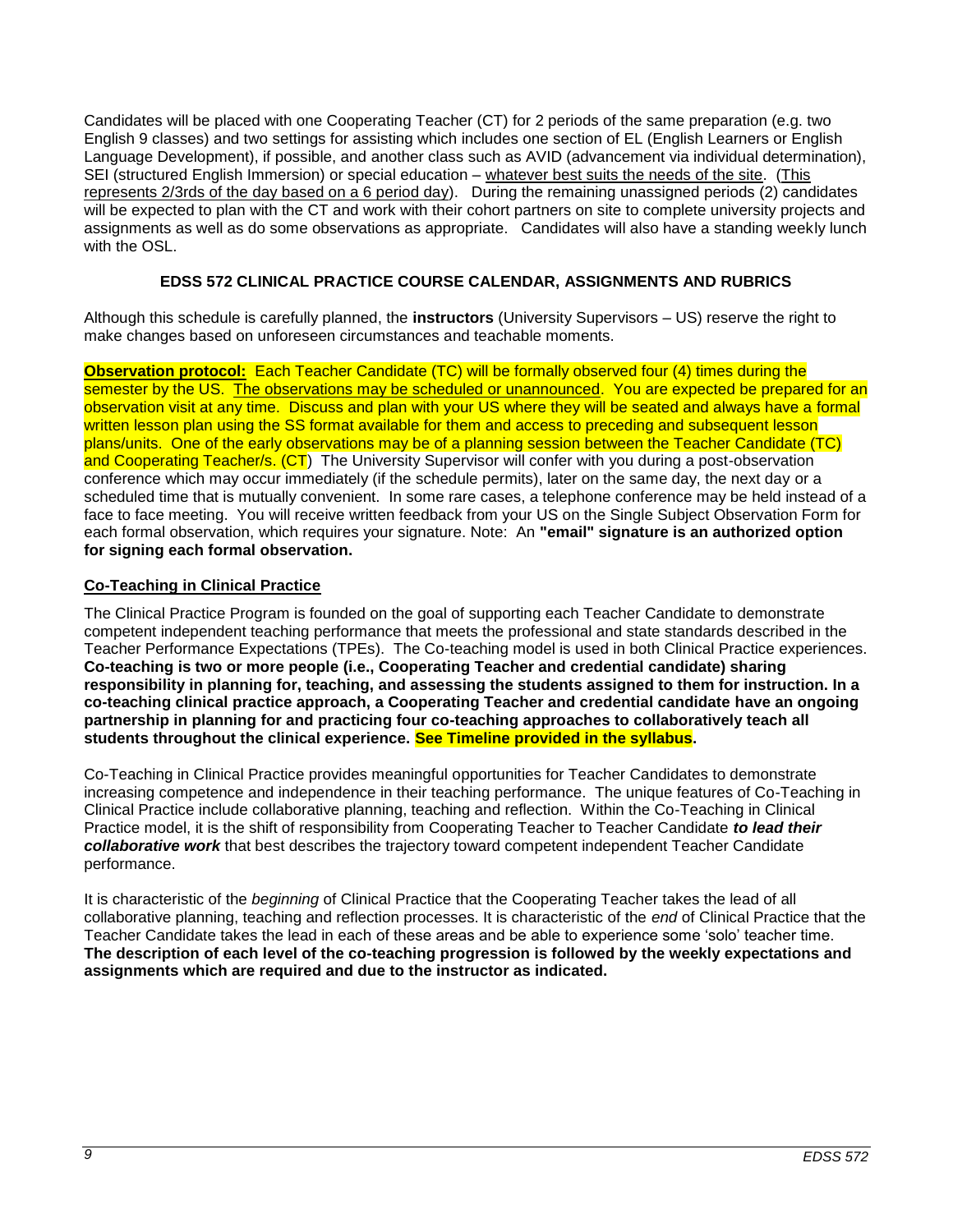Candidates will be placed with one Cooperating Teacher (CT) for 2 periods of the same preparation (e.g. two English 9 classes) and two settings for assisting which includes one section of EL (English Learners or English Language Development), if possible, and another class such as AVID (advancement via individual determination), SEI (structured English Immersion) or special education – whatever best suits the needs of the site. (This represents 2/3rds of the day based on a 6 period day). During the remaining unassigned periods (2) candidates will be expected to plan with the CT and work with their cohort partners on site to complete university projects and assignments as well as do some observations as appropriate. Candidates will also have a standing weekly lunch with the OSL.

## EDSS 572 CLINICAL PRACTICE COURSE CALENDAR, ASSIGNMENTS AND RUBRICS

Although this schedule is carefully planned, the **instructors** (University Supervisors – US) reserve the right to make changes based on unforeseen circumstances and teachable moments.

**Observation protocol:** Each Teacher Candidate (TC) will be formally observed four (4) times during the semester by the US. The observations may be scheduled or unannounced. You are expected be prepared for an observation visit at any time. Discuss and plan with your US where they will be seated and always have a formal written lesson plan using the SS format available for them and access to preceding and subsequent lesson plans/units. One of the early observations may be of a planning session between the Teacher Candidate (TC) and Cooperating Teacher/s. (CT) The University Supervisor will confer with you during a post-observation conference which may occur immediately (if the schedule permits), later on the same day, the next day or a scheduled time that is mutually convenient. In some rare cases, a telephone conference may be held instead of a face to face meeting. You will receive written feedback from your US on the Single Subject Observation Form for each formal observation, which requires your signature. Note: An **"email" signature is an authorized option for signing each formal observation.**

### Co-Teaching in Clinical Practice

The Clinical Practice Program is founded on the goal of supporting each Teacher Candidate to demonstrate competent independent teaching performance that meets the professional and state standards described in the Teacher Performance Expectations (TPEs). The Co-teaching model is used in both Clinical Practice experiences. **Co-teaching is two or more people (i.e., Cooperating Teacher and credential candidate) sharing responsibility in planning for, teaching, and assessing the students assigned to them for instruction. In a co-teaching clinical practice approach, a Cooperating Teacher and credential candidate have an ongoing partnership in planning for and practicing four co-teaching approaches to collaboratively teach all students throughout the clinical experience. See Timeline provided in the syllabus.**

Co-Teaching in Clinical Practice provides meaningful opportunities for Teacher Candidates to demonstrate increasing competence and independence in their teaching performance. The unique features of Co-Teaching in Clinical Practice include collaborative planning, teaching and reflection. Within the Co-Teaching in Clinical Practice model, it is the shift of responsibility from Cooperating Teacher to Teacher Candidate ***to lead their collaborative work*** that best describes the trajectory toward competent independent Teacher Candidate performance.

It is characteristic of the *beginning* of Clinical Practice that the Cooperating Teacher takes the lead of all collaborative planning, teaching and reflection processes. It is characteristic of the *end* of Clinical Practice that the Teacher Candidate takes the lead in each of these areas and be able to experience some 'solo' teacher time. **The description of each level of the co-teaching progression is followed by the weekly expectations and assignments which are required and due to the instructor as indicated.**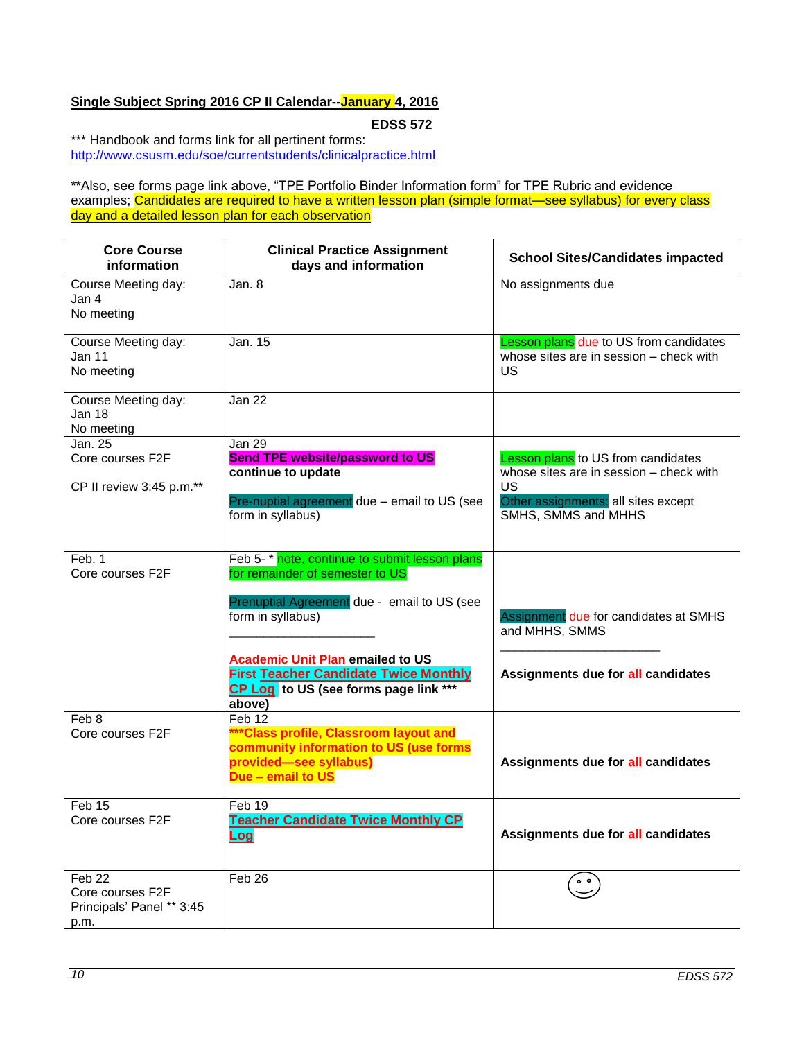**Single Subject Spring 2016 CP II Calendar--January 4, 2016**

**EDSS 572**

*** Handbook and forms link for all pertinent forms:
http://www.csusm.edu/soe/currentstudents/clinicalpractice.html

**Also, see forms page link above, "TPE Portfolio Binder Information form" for TPE Rubric and evidence examples; Candidates are required to have a written lesson plan (simple format—see syllabus) for every class day and a detailed lesson plan for each observation

| Core Course information | Clinical Practice Assignment days and information | School Sites/Candidates impacted |
|---|---|---|
| Course Meeting day: Jan 4 No meeting | Jan. 8 | No assignments due |
| Course Meeting day: Jan 11 No meeting | Jan. 15 | Lesson plans due to US from candidates whose sites are in session – check with US |
| Course Meeting day: Jan 18 No meeting | Jan 22 | |
| Jan. 25 Core courses F2F<br><br>CP II review 3:45 p.m.** | Jan 29 **Send TPE website/password to US continue to update**<br><br>Pre-nuptial agreement due – email to US (see form in syllabus) | Lesson plans to US from candidates whose sites are in session – check with US<br>Other assignments: all sites except SMHS, SMMS and MHHS |
| Feb. 1 Core courses F2F | Feb 5- * note, continue to submit lesson plans for remainder of semester to US<br><br>Prenuptial Agreement due - email to US (see form in syllabus)<br>____________________<br><br>**Academic Unit Plan emailed to US**<br>**First Teacher Candidate Twice Monthly CP Log to US (see forms page link *** above)** | Assignment due for candidates at SMHS and MHHS, SMMS<br>____________________<br><br>**Assignments due for all candidates** |
| Feb 8 Core courses F2F | Feb 12 **\*\*\*Class profile, Classroom layout and community information to US (use forms provided—see syllabus) Due – email to US** | **Assignments due for all candidates** |
| Feb 15 Core courses F2F | Feb 19 **Teacher Candidate Twice Monthly CP Log** | **Assignments due for all candidates** |
| Feb 22 Core courses F2F Principals' Panel ** 3:45 p.m. | Feb 26 | ☺ |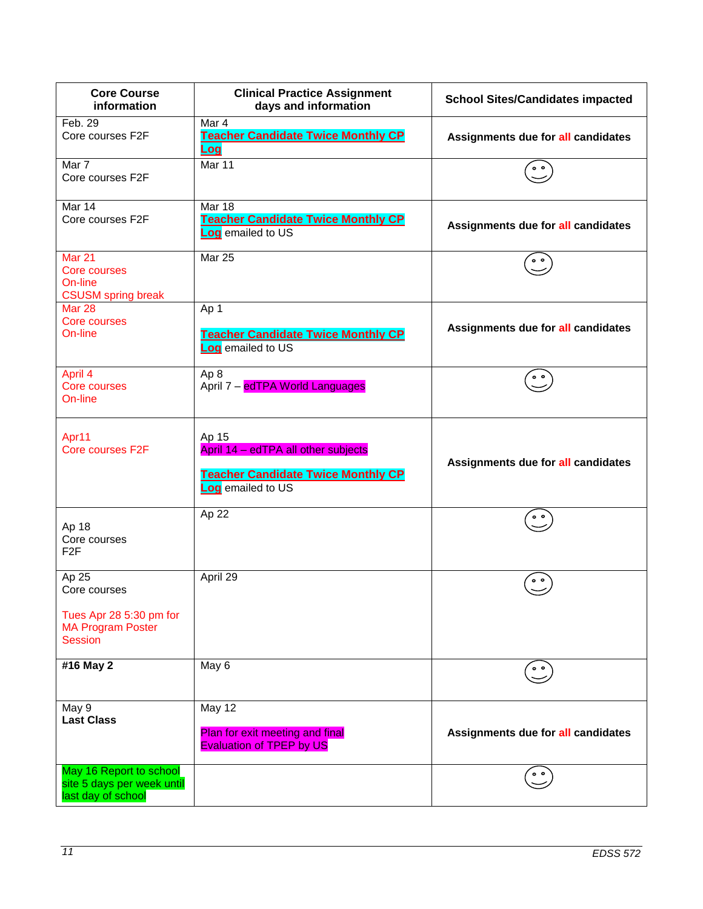| Core Course information | Clinical Practice Assignment days and information | School Sites/Candidates impacted |
|---|---|---|
| Feb. 29<br>Core courses F2F | Mar 4<br>**Teacher Candidate Twice Monthly CP Log** | **Assignments due for all candidates** |
| Mar 7<br>Core courses F2F | Mar 11 | ☺ |
| Mar 14<br>Core courses F2F | Mar 18<br>**Teacher Candidate Twice Monthly CP Log** emailed to US | **Assignments due for all candidates** |
| Mar 21<br>Core courses<br>On-line<br>CSUSM spring break | Mar 25 | ☺ |
| Mar 28<br>Core courses<br>On-line | Ap 1<br><br>**Teacher Candidate Twice Monthly CP Log** emailed to US | **Assignments due for all candidates** |
| April 4<br>Core courses<br>On-line | Ap 8<br>April 7 – edTPA World Languages | ☺ |
| Apr11<br>Core courses F2F | Ap 15<br>April 14 – edTPA all other subjects<br><br>**Teacher Candidate Twice Monthly CP Log** emailed to US | **Assignments due for all candidates** |
| Ap 18<br>Core courses<br>F2F | Ap 22 | ☺ |
| Ap 25<br>Core courses<br><br>Tues Apr 28 5:30 pm for MA Program Poster Session | April 29 | ☺ |
| **#16 May 2** | May 6 | ☺ |
| May 9<br>**Last Class** | May 12<br><br>Plan for exit meeting and final Evaluation of TPEP by US | **Assignments due for all candidates** |
| May 16 Report to school site 5 days per week until last day of school | | ☺ |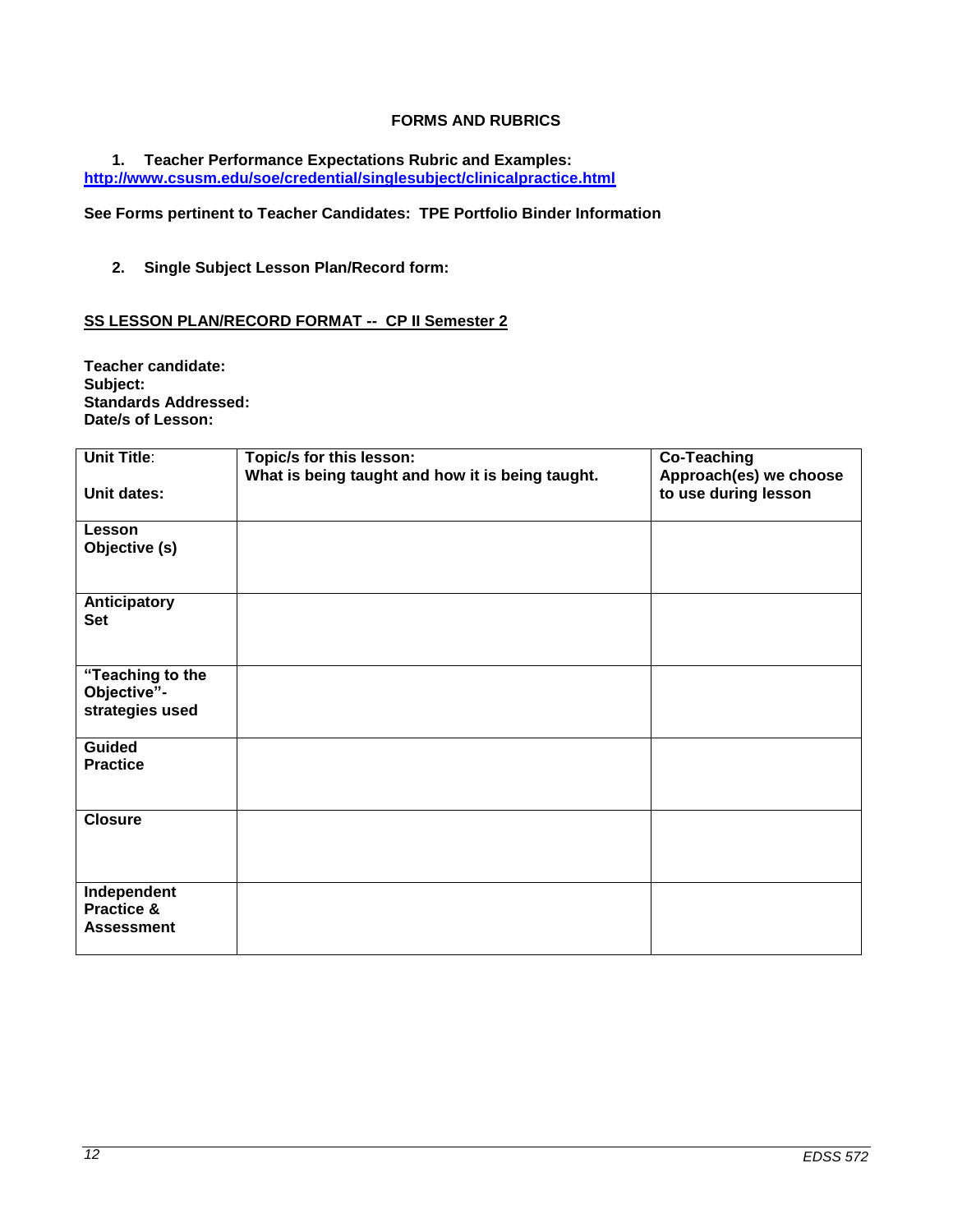**FORMS AND RUBRICS**

1. **Teacher Performance Expectations Rubric and Examples:**
**http://www.csusm.edu/soe/credential/singlesubject/clinicalpractice.html**

**See Forms pertinent to Teacher Candidates: TPE Portfolio Binder Information**

2. **Single Subject Lesson Plan/Record form:**

**SS LESSON PLAN/RECORD FORMAT -- CP II Semester 2**

**Teacher candidate:**
**Subject:**
**Standards Addressed:**
**Date/s of Lesson:**

| **Unit Title**:<br><br>**Unit dates:** | **Topic/s for this lesson:**<br>**What is being taught and how it is being taught.** | **Co-Teaching Approach(es) we choose to use during lesson** |
|---|---|---|
| **Lesson Objective (s)** | | |
| **Anticipatory Set** | | |
| **"Teaching to the Objective"- strategies used** | | |
| **Guided Practice** | | |
| **Closure** | | |
| **Independent Practice & Assessment** | | |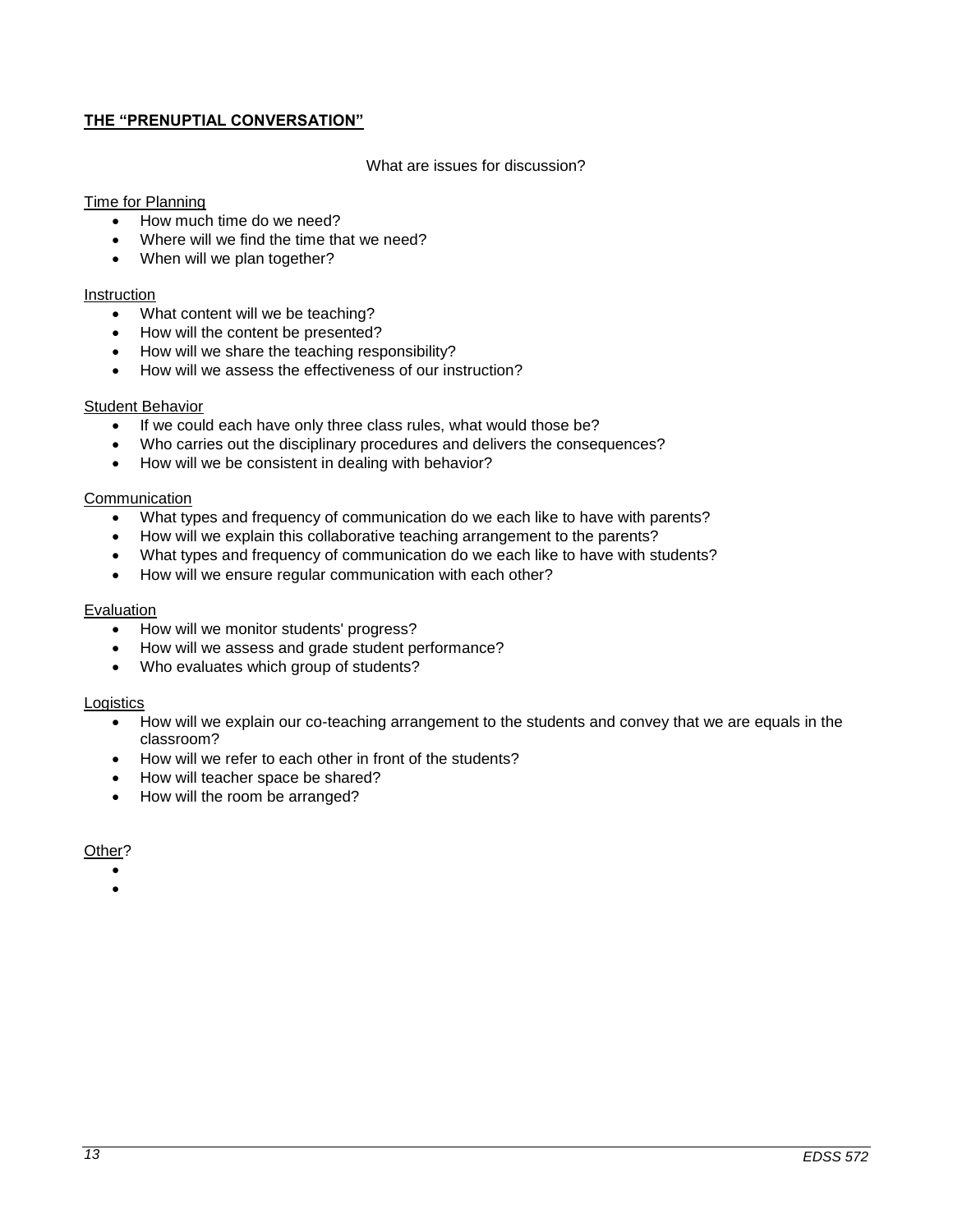## THE "PRENUPTIAL CONVERSATION"

What are issues for discussion?

Time for Planning

- How much time do we need?
- Where will we find the time that we need?
- When will we plan together?

Instruction

- What content will we be teaching?
- How will the content be presented?
- How will we share the teaching responsibility?
- How will we assess the effectiveness of our instruction?

Student Behavior

- If we could each have only three class rules, what would those be?
- Who carries out the disciplinary procedures and delivers the consequences?
- How will we be consistent in dealing with behavior?

Communication

- What types and frequency of communication do we each like to have with parents?
- How will we explain this collaborative teaching arrangement to the parents?
- What types and frequency of communication do we each like to have with students?
- How will we ensure regular communication with each other?

Evaluation

- How will we monitor students' progress?
- How will we assess and grade student performance?
- Who evaluates which group of students?

Logistics

- How will we explain our co-teaching arrangement to the students and convey that we are equals in the classroom?
- How will we refer to each other in front of the students?
- How will teacher space be shared?
- How will the room be arranged?

Other?

- 
-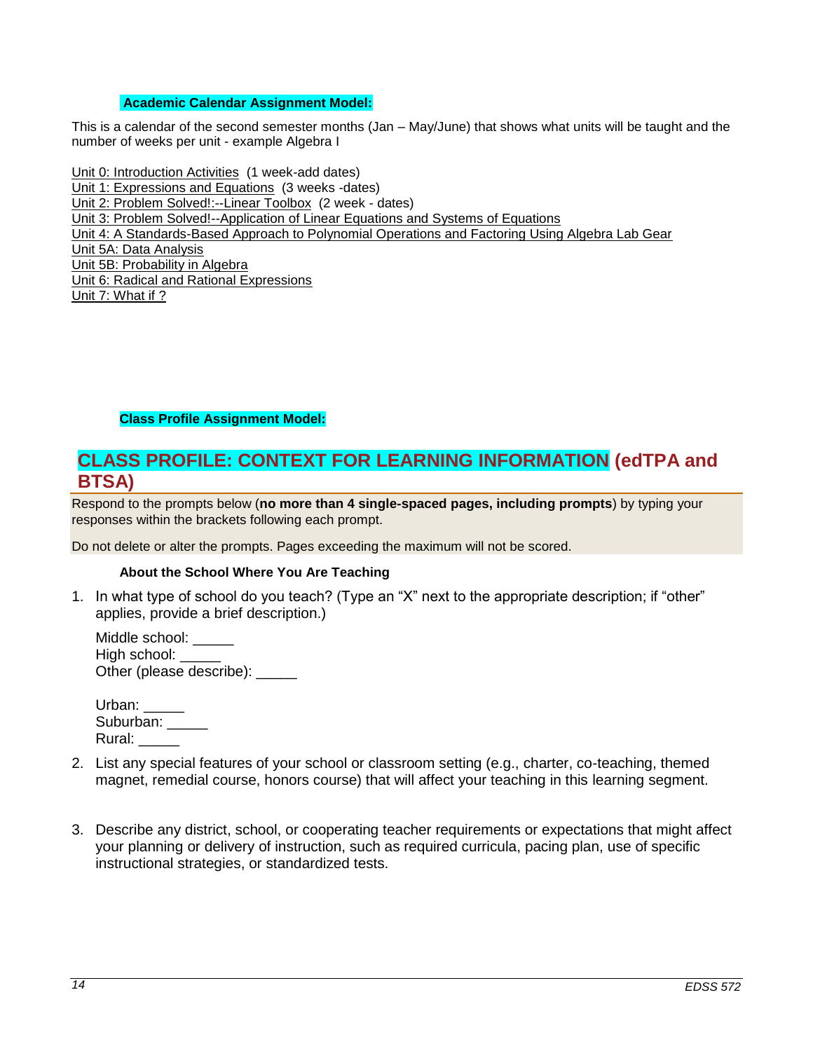**Academic Calendar Assignment Model:**

This is a calendar of the second semester months (Jan – May/June) that shows what units will be taught and the number of weeks per unit - example Algebra I

Unit 0: Introduction Activities (1 week-add dates)
Unit 1: Expressions and Equations (3 weeks -dates)
Unit 2: Problem Solved!:--Linear Toolbox (2 week - dates)
Unit 3: Problem Solved!--Application of Linear Equations and Systems of Equations
Unit 4: A Standards-Based Approach to Polynomial Operations and Factoring Using Algebra Lab Gear
Unit 5A: Data Analysis
Unit 5B: Probability in Algebra
Unit 6: Radical and Rational Expressions
Unit 7: What if ?

**Class Profile Assignment Model:**

## CLASS PROFILE: CONTEXT FOR LEARNING INFORMATION (edTPA and BTSA)

Respond to the prompts below (**no more than 4 single-spaced pages, including prompts**) by typing your responses within the brackets following each prompt.

Do not delete or alter the prompts. Pages exceeding the maximum will not be scored.

**About the School Where You Are Teaching**

1. In what type of school do you teach? (Type an "X" next to the appropriate description; if "other" applies, provide a brief description.)

   Middle school: _____
   High school: _____
   Other (please describe): _____

   Urban: _____
   Suburban: _____
   Rural: _____

2. List any special features of your school or classroom setting (e.g., charter, co-teaching, themed magnet, remedial course, honors course) that will affect your teaching in this learning segment.

3. Describe any district, school, or cooperating teacher requirements or expectations that might affect your planning or delivery of instruction, such as required curricula, pacing plan, use of specific instructional strategies, or standardized tests.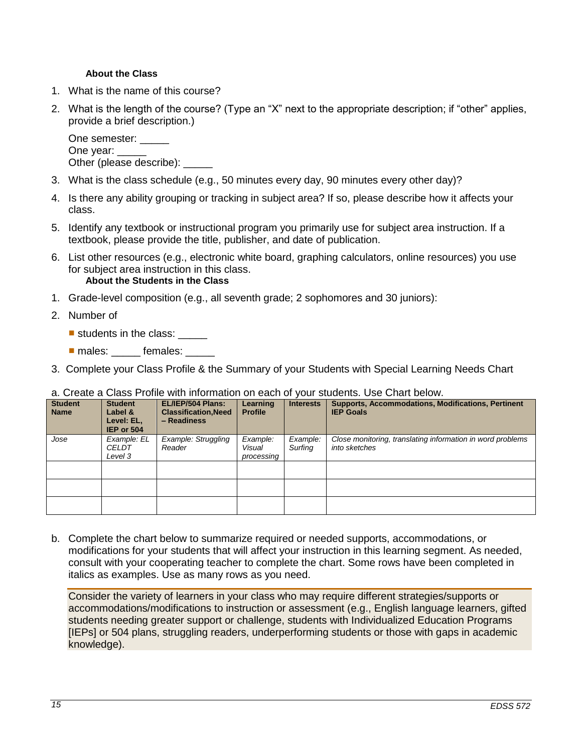**About the Class**

1. What is the name of this course?
2. What is the length of the course? (Type an "X" next to the appropriate description; if "other" applies, provide a brief description.)

   One semester: _____
   One year: _____
   Other (please describe): _____

3. What is the class schedule (e.g., 50 minutes every day, 90 minutes every other day)?
4. Is there any ability grouping or tracking in subject area? If so, please describe how it affects your class.
5. Identify any textbook or instructional program you primarily use for subject area instruction. If a textbook, please provide the title, publisher, and date of publication.
6. List other resources (e.g., electronic white board, graphing calculators, online resources) you use for subject area instruction in this class.

**About the Students in the Class**

1. Grade-level composition (e.g., all seventh grade; 2 sophomores and 30 juniors):
2. Number of
   - students in the class: _____
   - males: _____ females: _____
3. Complete your Class Profile & the Summary of your Students with Special Learning Needs Chart

a. Create a Class Profile with information on each of your students. Use Chart below.

| Student Name | Student Label & Level: EL, IEP or 504 | EL/IEP/504 Plans: Classification,Need – Readiness | Learning Profile | Interests | Supports, Accommodations, Modifications, Pertinent IEP Goals |
|---|---|---|---|---|---|
| *Jose* | *Example: EL CELDT Level 3* | *Example: Struggling Reader* | *Example: Visual processing* | *Example: Surfing* | *Close monitoring, translating information in word problems into sketches* |
| | | | | | |
| | | | | | |
| | | | | | |

b. Complete the chart below to summarize required or needed supports, accommodations, or modifications for your students that will affect your instruction in this learning segment. As needed, consult with your cooperating teacher to complete the chart. Some rows have been completed in italics as examples. Use as many rows as you need.

Consider the variety of learners in your class who may require different strategies/supports or accommodations/modifications to instruction or assessment (e.g., English language learners, gifted students needing greater support or challenge, students with Individualized Education Programs [IEPs] or 504 plans, struggling readers, underperforming students or those with gaps in academic knowledge).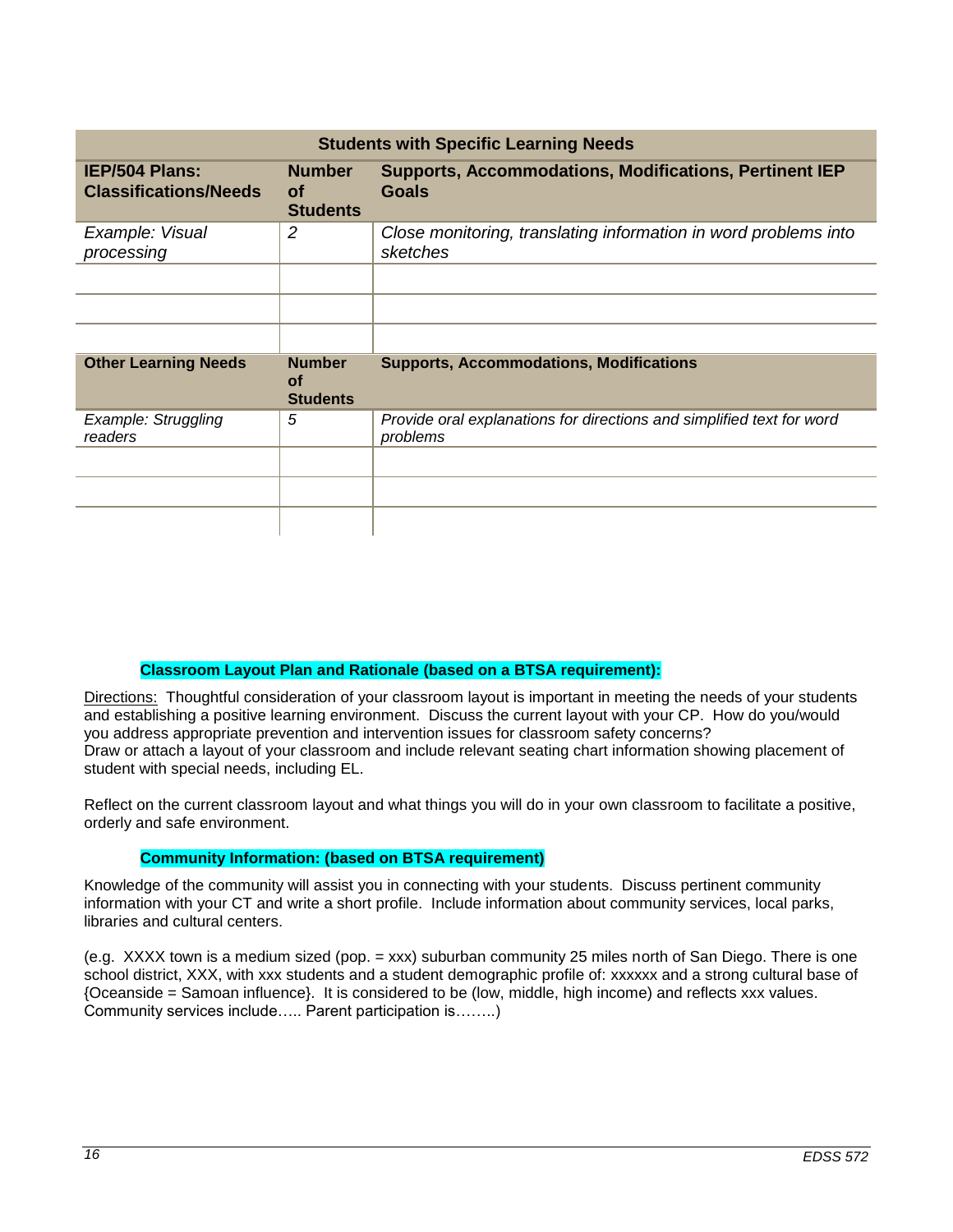| Students with Specific Learning Needs | | |
|---|---|---|
| **IEP/504 Plans: Classifications/Needs** | **Number of Students** | **Supports, Accommodations, Modifications, Pertinent IEP Goals** |
| *Example: Visual processing* | *2* | *Close monitoring, translating information in word problems into sketches* |
| | | |
| | | |
| | | |
| **Other Learning Needs** | **Number of Students** | **Supports, Accommodations, Modifications** |
| *Example: Struggling readers* | *5* | *Provide oral explanations for directions and simplified text for word problems* |
| | | |
| | | |
| | | |

**Classroom Layout Plan and Rationale (based on a BTSA requirement):**

Directions: Thoughtful consideration of your classroom layout is important in meeting the needs of your students and establishing a positive learning environment. Discuss the current layout with your CP. How do you/would you address appropriate prevention and intervention issues for classroom safety concerns?
Draw or attach a layout of your classroom and include relevant seating chart information showing placement of student with special needs, including EL.

Reflect on the current classroom layout and what things you will do in your own classroom to facilitate a positive, orderly and safe environment.

**Community Information: (based on BTSA requirement)**

Knowledge of the community will assist you in connecting with your students. Discuss pertinent community information with your CT and write a short profile. Include information about community services, local parks, libraries and cultural centers.

(e.g. XXXX town is a medium sized (pop. = xxx) suburban community 25 miles north of San Diego. There is one school district, XXX, with xxx students and a student demographic profile of: xxxxxx and a strong cultural base of {Oceanside = Samoan influence}. It is considered to be (low, middle, high income) and reflects xxx values. Community services include….. Parent participation is……..)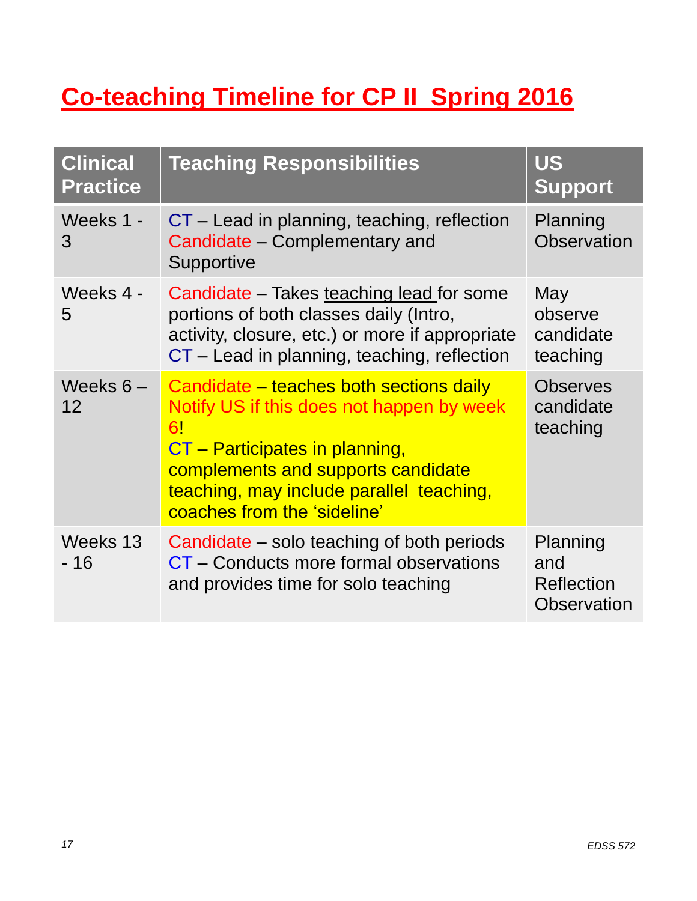# Co-teaching Timeline for CP II Spring 2016

| Clinical Practice | Teaching Responsibilities | US Support |
|---|---|---|
| Weeks 1 - 3 | CT – Lead in planning, teaching, reflection<br>Candidate – Complementary and Supportive | Planning Observation |
| Weeks 4 - 5 | Candidate – Takes teaching lead for some portions of both classes daily (Intro, activity, closure, etc.) or more if appropriate<br>CT – Lead in planning, teaching, reflection | May observe candidate teaching |
| Weeks 6 – 12 | Candidate – teaches both sections daily<br>Notify US if this does not happen by week 6!<br>CT – Participates in planning, complements and supports candidate teaching, may include parallel teaching, coaches from the 'sideline' | Observes candidate teaching |
| Weeks 13 - 16 | Candidate – solo teaching of both periods<br>CT – Conducts more formal observations and provides time for solo teaching | Planning and Reflection Observation |